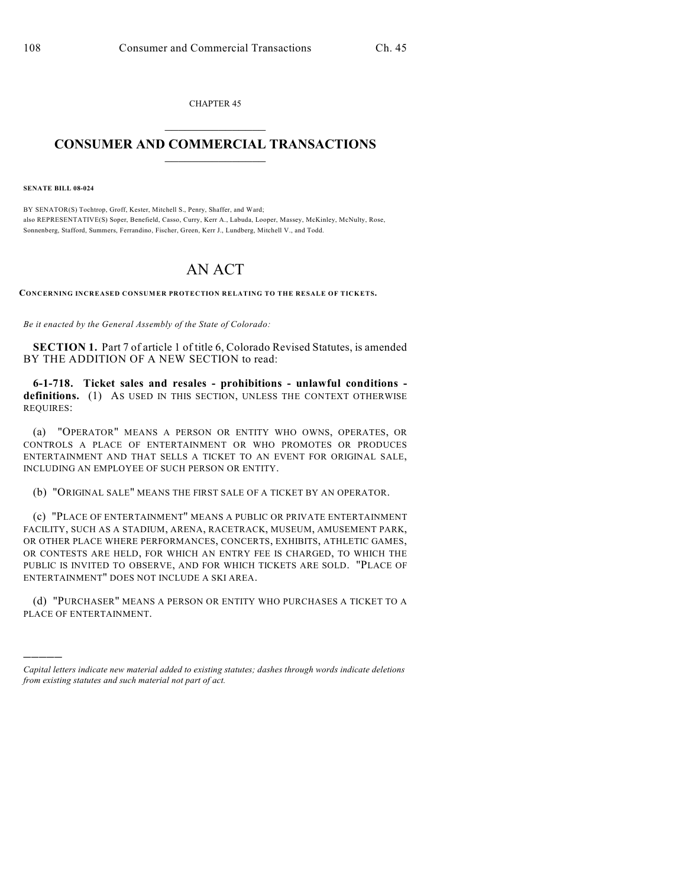CHAPTER 45

# CONSUMER AND COMMERCIAL TRANSACTIONS

**SENATE BILL 08-024**

BY SENATOR(S) Tochtrop, Groff, Kester, Mitchell S., Penry, Shaffer, and Ward;
also REPRESENTATIVE(S) Soper, Benefield, Casso, Curry, Kerr A., Labuda, Looper, Massey, McKinley, McNulty, Rose, Sonnenberg, Stafford, Summers, Ferrandino, Fischer, Green, Kerr J., Lundberg, Mitchell V., and Todd.

# AN ACT

**CONCERNING INCREASED CONSUMER PROTECTION RELATING TO THE RESALE OF TICKETS.**

*Be it enacted by the General Assembly of the State of Colorado:*

**SECTION 1.** Part 7 of article 1 of title 6, Colorado Revised Statutes, is amended BY THE ADDITION OF A NEW SECTION to read:

**6-1-718. Ticket sales and resales - prohibitions - unlawful conditions - definitions.** (1) AS USED IN THIS SECTION, UNLESS THE CONTEXT OTHERWISE REQUIRES:

(a) "OPERATOR" MEANS A PERSON OR ENTITY WHO OWNS, OPERATES, OR CONTROLS A PLACE OF ENTERTAINMENT OR WHO PROMOTES OR PRODUCES ENTERTAINMENT AND THAT SELLS A TICKET TO AN EVENT FOR ORIGINAL SALE, INCLUDING AN EMPLOYEE OF SUCH PERSON OR ENTITY.

(b) "ORIGINAL SALE" MEANS THE FIRST SALE OF A TICKET BY AN OPERATOR.

(c) "PLACE OF ENTERTAINMENT" MEANS A PUBLIC OR PRIVATE ENTERTAINMENT FACILITY, SUCH AS A STADIUM, ARENA, RACETRACK, MUSEUM, AMUSEMENT PARK, OR OTHER PLACE WHERE PERFORMANCES, CONCERTS, EXHIBITS, ATHLETIC GAMES, OR CONTESTS ARE HELD, FOR WHICH AN ENTRY FEE IS CHARGED, TO WHICH THE PUBLIC IS INVITED TO OBSERVE, AND FOR WHICH TICKETS ARE SOLD. "PLACE OF ENTERTAINMENT" DOES NOT INCLUDE A SKI AREA.

(d) "PURCHASER" MEANS A PERSON OR ENTITY WHO PURCHASES A TICKET TO A PLACE OF ENTERTAINMENT.

---

*Capital letters indicate new material added to existing statutes; dashes through words indicate deletions from existing statutes and such material not part of act.*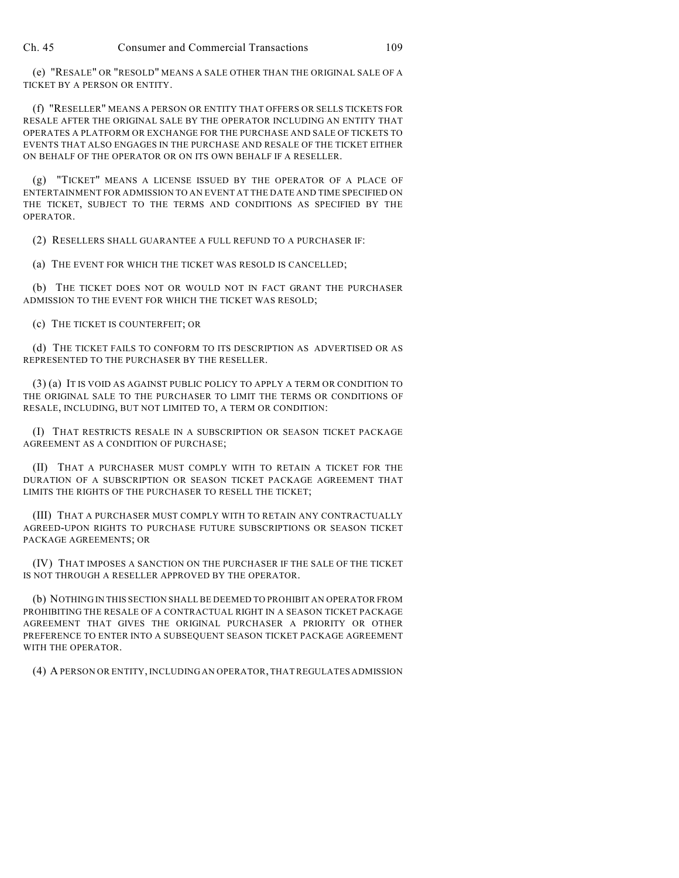(e) "RESALE" OR "RESOLD" MEANS A SALE OTHER THAN THE ORIGINAL SALE OF A TICKET BY A PERSON OR ENTITY.

(f) "RESELLER" MEANS A PERSON OR ENTITY THAT OFFERS OR SELLS TICKETS FOR RESALE AFTER THE ORIGINAL SALE BY THE OPERATOR INCLUDING AN ENTITY THAT OPERATES A PLATFORM OR EXCHANGE FOR THE PURCHASE AND SALE OF TICKETS TO EVENTS THAT ALSO ENGAGES IN THE PURCHASE AND RESALE OF THE TICKET EITHER ON BEHALF OF THE OPERATOR OR ON ITS OWN BEHALF IF A RESELLER.

(g) "TICKET" MEANS A LICENSE ISSUED BY THE OPERATOR OF A PLACE OF ENTERTAINMENT FOR ADMISSION TO AN EVENT AT THE DATE AND TIME SPECIFIED ON THE TICKET, SUBJECT TO THE TERMS AND CONDITIONS AS SPECIFIED BY THE OPERATOR.

(2) RESELLERS SHALL GUARANTEE A FULL REFUND TO A PURCHASER IF:

(a) THE EVENT FOR WHICH THE TICKET WAS RESOLD IS CANCELLED;

(b) THE TICKET DOES NOT OR WOULD NOT IN FACT GRANT THE PURCHASER ADMISSION TO THE EVENT FOR WHICH THE TICKET WAS RESOLD;

(c) THE TICKET IS COUNTERFEIT; OR

(d) THE TICKET FAILS TO CONFORM TO ITS DESCRIPTION AS ADVERTISED OR AS REPRESENTED TO THE PURCHASER BY THE RESELLER.

(3) (a) IT IS VOID AS AGAINST PUBLIC POLICY TO APPLY A TERM OR CONDITION TO THE ORIGINAL SALE TO THE PURCHASER TO LIMIT THE TERMS OR CONDITIONS OF RESALE, INCLUDING, BUT NOT LIMITED TO, A TERM OR CONDITION:

(I) THAT RESTRICTS RESALE IN A SUBSCRIPTION OR SEASON TICKET PACKAGE AGREEMENT AS A CONDITION OF PURCHASE;

(II) THAT A PURCHASER MUST COMPLY WITH TO RETAIN A TICKET FOR THE DURATION OF A SUBSCRIPTION OR SEASON TICKET PACKAGE AGREEMENT THAT LIMITS THE RIGHTS OF THE PURCHASER TO RESELL THE TICKET;

(III) THAT A PURCHASER MUST COMPLY WITH TO RETAIN ANY CONTRACTUALLY AGREED-UPON RIGHTS TO PURCHASE FUTURE SUBSCRIPTIONS OR SEASON TICKET PACKAGE AGREEMENTS; OR

(IV) THAT IMPOSES A SANCTION ON THE PURCHASER IF THE SALE OF THE TICKET IS NOT THROUGH A RESELLER APPROVED BY THE OPERATOR.

(b) NOTHING IN THIS SECTION SHALL BE DEEMED TO PROHIBIT AN OPERATOR FROM PROHIBITING THE RESALE OF A CONTRACTUAL RIGHT IN A SEASON TICKET PACKAGE AGREEMENT THAT GIVES THE ORIGINAL PURCHASER A PRIORITY OR OTHER PREFERENCE TO ENTER INTO A SUBSEQUENT SEASON TICKET PACKAGE AGREEMENT WITH THE OPERATOR.

(4) A PERSON OR ENTITY, INCLUDING AN OPERATOR, THAT REGULATES ADMISSION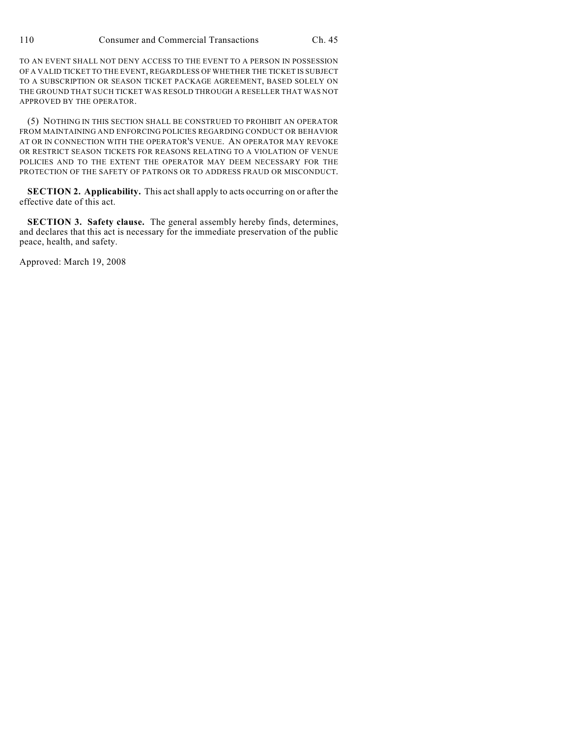TO AN EVENT SHALL NOT DENY ACCESS TO THE EVENT TO A PERSON IN POSSESSION OF A VALID TICKET TO THE EVENT, REGARDLESS OF WHETHER THE TICKET IS SUBJECT TO A SUBSCRIPTION OR SEASON TICKET PACKAGE AGREEMENT, BASED SOLELY ON THE GROUND THAT SUCH TICKET WAS RESOLD THROUGH A RESELLER THAT WAS NOT APPROVED BY THE OPERATOR.

(5) NOTHING IN THIS SECTION SHALL BE CONSTRUED TO PROHIBIT AN OPERATOR FROM MAINTAINING AND ENFORCING POLICIES REGARDING CONDUCT OR BEHAVIOR AT OR IN CONNECTION WITH THE OPERATOR'S VENUE. AN OPERATOR MAY REVOKE OR RESTRICT SEASON TICKETS FOR REASONS RELATING TO A VIOLATION OF VENUE POLICIES AND TO THE EXTENT THE OPERATOR MAY DEEM NECESSARY FOR THE PROTECTION OF THE SAFETY OF PATRONS OR TO ADDRESS FRAUD OR MISCONDUCT.

**SECTION 2. Applicability.** This act shall apply to acts occurring on or after the effective date of this act.

**SECTION 3. Safety clause.** The general assembly hereby finds, determines, and declares that this act is necessary for the immediate preservation of the public peace, health, and safety.

Approved: March 19, 2008